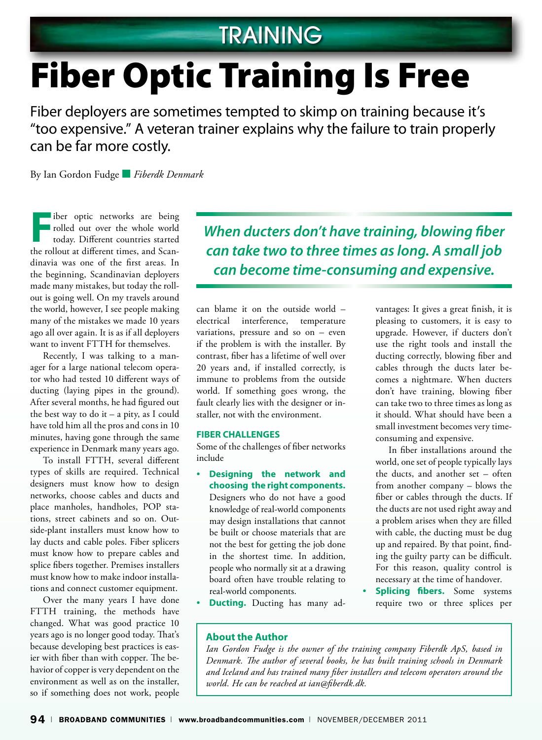TRAINING

# Fiber Optic Training Is Free

Fiber deployers are sometimes tempted to skimp on training because it's "too expensive." A veteran trainer explains why the failure to train properly can be far more costly.

By Ian Gordon Fudge ■ *Fiberdk Denmark*

Fiber optic networks are being rolled out over the whole world today. Different countries started the rollout at different times, and Scandinavia was one of the first areas. In the beginning, Scandinavian deployers made many mistakes, but today the rollout is going well. On my travels around the world, however, I see people making many of the mistakes we made 10 years ago all over again. It is as if all deployers want to invent FTTH for themselves.

Recently, I was talking to a manager for a large national telecom operator who had tested 10 different ways of ducting (laying pipes in the ground). After several months, he had figured out the best way to do it – a pity, as I could have told him all the pros and cons in 10 minutes, having gone through the same experience in Denmark many years ago.

To install FTTH, several different types of skills are required. Technical designers must know how to design networks, choose cables and ducts and place manholes, handholes, POP stations, street cabinets and so on. Outside-plant installers must know how to lay ducts and cable poles. Fiber splicers must know how to prepare cables and splice fibers together. Premises installers must know how to make indoor installations and connect customer equipment.

Over the many years I have done FTTH training, the methods have changed. What was good practice 10 years ago is no longer good today. That's because developing best practices is easier with fiber than with copper. The behavior of copper is very dependent on the environment as well as on the installer, so if something does not work, people can blame it on the outside world – electrical interference, temperature variations, pressure and so on – even if the problem is with the installer. By contrast, fiber has a lifetime of well over 20 years and, if installed correctly, is immune to problems from the outside world. If something goes wrong, the fault clearly lies with the designer or installer, not with the environment.

> *When ducters don't have training, blowing fiber can take two to three times as long. A small job can become time-consuming and expensive.*

### FIBER CHALLENGES

Some of the challenges of fiber networks include

- **Designing the network and choosing the right components.** Designers who do not have a good knowledge of real-world components may design installations that cannot be built or choose materials that are not the best for getting the job done in the shortest time. In addition, people who normally sit at a drawing board often have trouble relating to real-world components.
- **Ducting.** Ducting has many advantages: It gives a great finish, it is pleasing to customers, it is easy to upgrade. However, if ducters don't use the right tools and install the ducting correctly, blowing fiber and cables through the ducts later becomes a nightmare. When ducters don't have training, blowing fiber can take two to three times as long as it should. What should have been a small investment becomes very time-consuming and expensive.

  In fiber installations around the world, one set of people typically lays the ducts, and another set – often from another company – blows the fiber or cables through the ducts. If the ducts are not used right away and a problem arises when they are filled with cable, the ducting must be dug up and repaired. By that point, finding the guilty party can be difficult. For this reason, quality control is necessary at the time of handover.
- **Splicing fibers.** Some systems require two or three splices per

**About the Author**

*Ian Gordon Fudge is the owner of the training company Fiberdk ApS, based in Denmark. The author of several books, he has built training schools in Denmark and Iceland and has trained many fiber installers and telecom operators around the world. He can be reached at ian@fiberdk.dk.*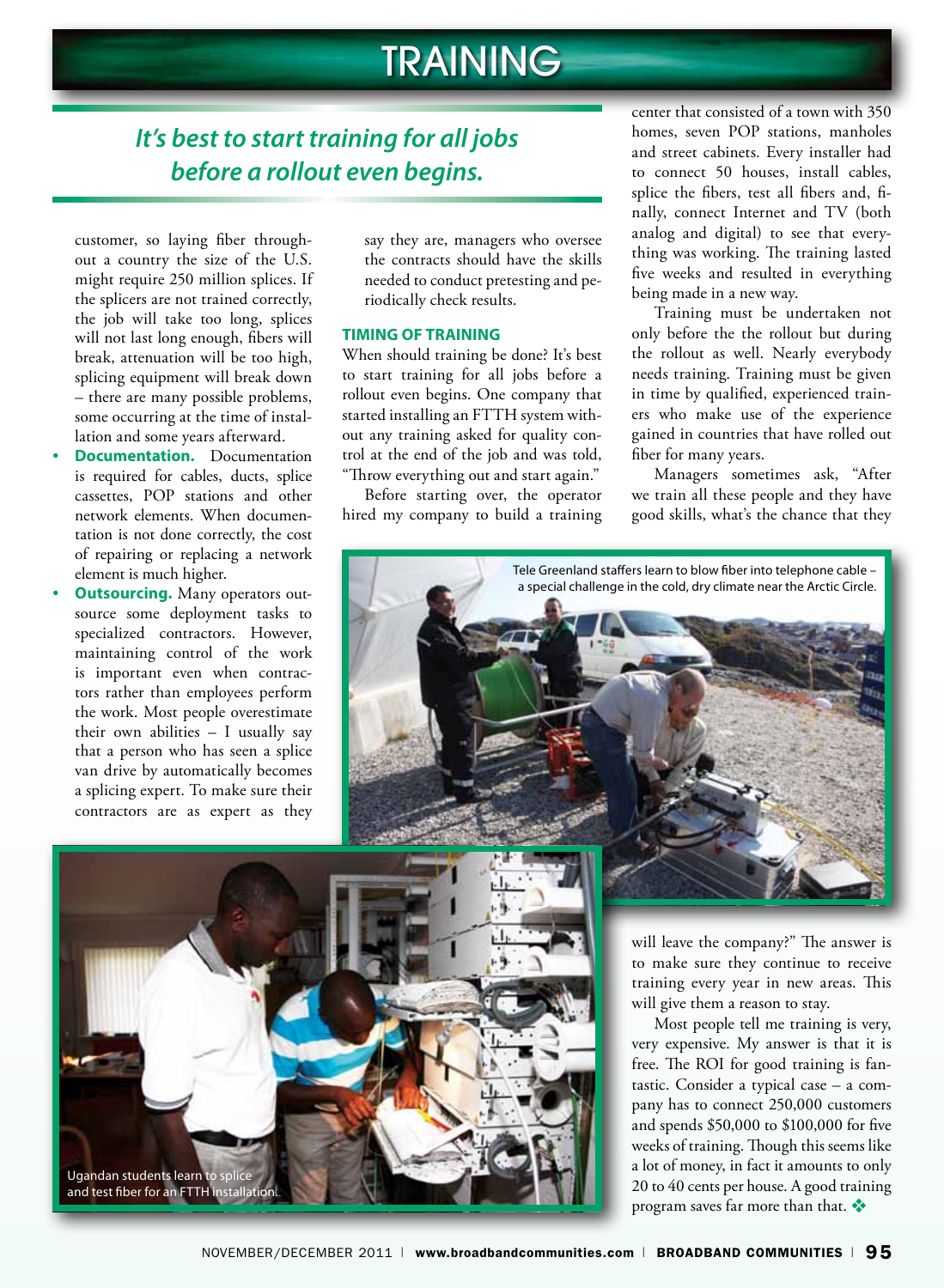# TRAINING

*It's best to start training for all jobs before a rollout even begins.*

customer, so laying fiber throughout a country the size of the U.S. might require 250 million splices. If the splicers are not trained correctly, the job will take too long, splices will not last long enough, fibers will break, attenuation will be too high, splicing equipment will break down – there are many possible problems, some occurring at the time of installation and some years afterward.

- **Documentation.** Documentation is required for cables, ducts, splice cassettes, POP stations and other network elements. When documentation is not done correctly, the cost of repairing or replacing a network element is much higher.
- **Outsourcing.** Many operators outsource some deployment tasks to specialized contractors. However, maintaining control of the work is important even when contractors rather than employees perform the work. Most people overestimate their own abilities – I usually say that a person who has seen a splice van drive by automatically becomes a splicing expert. To make sure their contractors are as expert as they say they are, managers who oversee the contracts should have the skills needed to conduct pretesting and periodically check results.

### TIMING OF TRAINING

When should training be done? It's best to start training for all jobs before a rollout even begins. One company that started installing an FTTH system without any training asked for quality control at the end of the job and was told, "Throw everything out and start again."

Before starting over, the operator hired my company to build a training center that consisted of a town with 350 homes, seven POP stations, manholes and street cabinets. Every installer had to connect 50 houses, install cables, splice the fibers, test all fibers and, finally, connect Internet and TV (both analog and digital) to see that everything was working. The training lasted five weeks and resulted in everything being made in a new way.

Training must be undertaken not only before the the rollout but during the rollout as well. Nearly everybody needs training. Training must be given in time by qualified, experienced trainers who make use of the experience gained in countries that have rolled out fiber for many years.

Managers sometimes ask, "After we train all these people and they have good skills, what's the chance that they will leave the company?" The answer is to make sure they continue to receive training every year in new areas. This will give them a reason to stay.

Most people tell me training is very, very expensive. My answer is that it is free. The ROI for good training is fantastic. Consider a typical case – a company has to connect 250,000 customers and spends $50,000 to $100,000 for five weeks of training. Though this seems like a lot of money, in fact it amounts to only 20 to 40 cents per house. A good training program saves far more than that. ❖

Tele Greenland staffers learn to blow fiber into telephone cable – a special challenge in the cold, dry climate near the Arctic Circle.

Ugandan students learn to splice and test fiber for an FTTH installation.